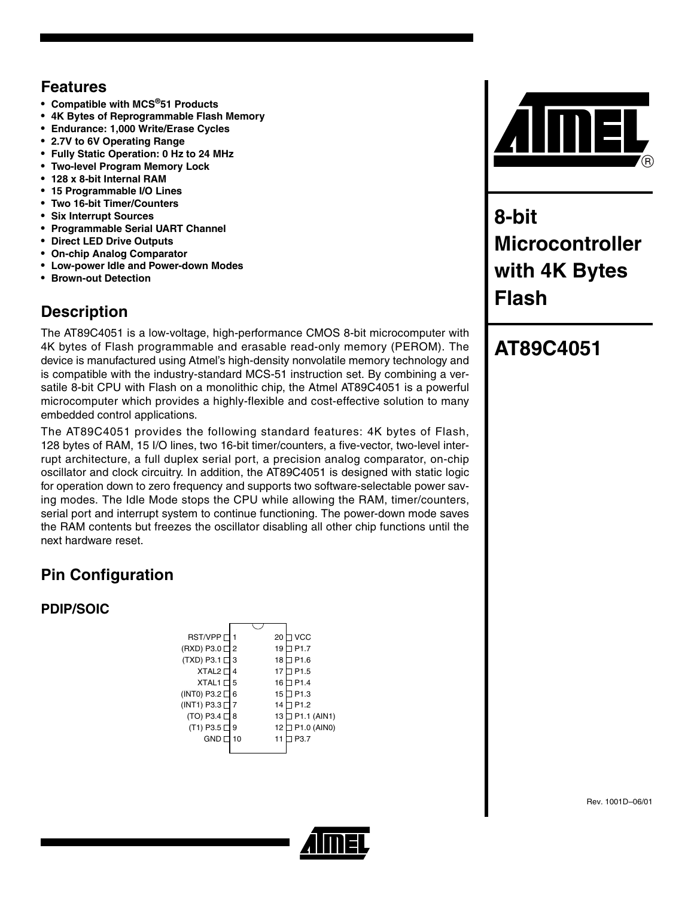## Features

- Compatible with MCS®51 Products
- 4K Bytes of Reprogrammable Flash Memory
- Endurance: 1,000 Write/Erase Cycles
- 2.7V to 6V Operating Range
- Fully Static Operation: 0 Hz to 24 MHz
- Two-level Program Memory Lock
- 128 x 8-bit Internal RAM
- 15 Programmable I/O Lines
- Two 16-bit Timer/Counters
- Six Interrupt Sources
- Programmable Serial UART Channel
- Direct LED Drive Outputs
- On-chip Analog Comparator
- Low-power Idle and Power-down Modes
- Brown-out Detection

# 8-bit Microcontroller with 4K Bytes Flash

# AT89C4051

## Description

The AT89C4051 is a low-voltage, high-performance CMOS 8-bit microcomputer with 4K bytes of Flash programmable and erasable read-only memory (PEROM). The device is manufactured using Atmel's high-density nonvolatile memory technology and is compatible with the industry-standard MCS-51 instruction set. By combining a versatile 8-bit CPU with Flash on a monolithic chip, the Atmel AT89C4051 is a powerful microcomputer which provides a highly-flexible and cost-effective solution to many embedded control applications.

The AT89C4051 provides the following standard features: 4K bytes of Flash, 128 bytes of RAM, 15 I/O lines, two 16-bit timer/counters, a five-vector, two-level interrupt architecture, a full duplex serial port, a precision analog comparator, on-chip oscillator and clock circuitry. In addition, the AT89C4051 is designed with static logic for operation down to zero frequency and supports two software-selectable power saving modes. The Idle Mode stops the CPU while allowing the RAM, timer/counters, serial port and interrupt system to continue functioning. The power-down mode saves the RAM contents but freezes the oscillator disabling all other chip functions until the next hardware reset.

## Pin Configuration

### PDIP/SOIC

| Pin Name | Pin | Pin | Pin Name |
|---|---|---|---|
| RST/VPP | 1 | 20 | VCC |
| (RXD) P3.0 | 2 | 19 | P1.7 |
| (TXD) P3.1 | 3 | 18 | P1.6 |
| XTAL2 | 4 | 17 | P1.5 |
| XTAL1 | 5 | 16 | P1.4 |
| (INT0) P3.2 | 6 | 15 | P1.3 |
| (INT1) P3.3 | 7 | 14 | P1.2 |
| (TO) P3.4 | 8 | 13 | P1.1 (AIN1) |
| (T1) P3.5 | 9 | 12 | P1.0 (AIN0) |
| GND | 10 | 11 | P3.7 |

Rev. 1001D–06/01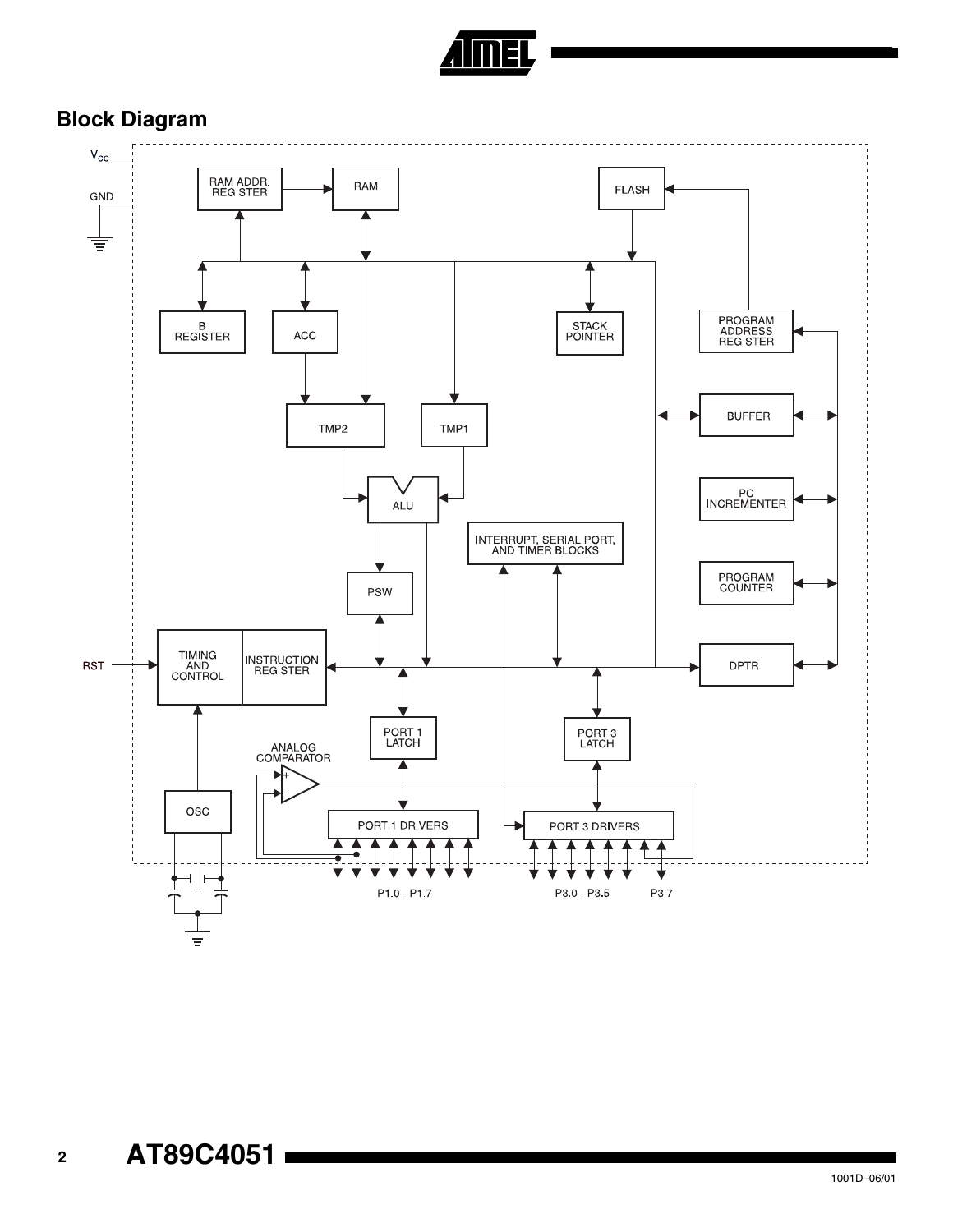## Block Diagram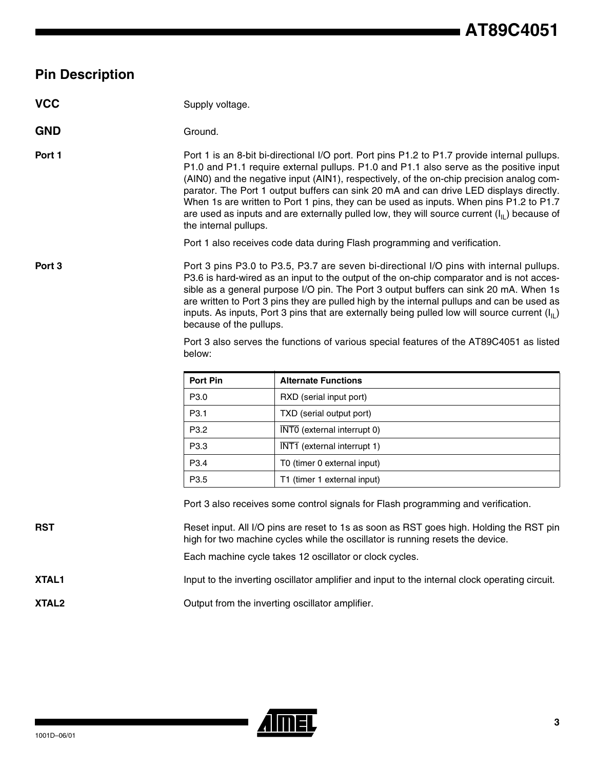## Pin Description

**VCC**

Supply voltage.

**GND**

Ground.

**Port 1**

Port 1 is an 8-bit bi-directional I/O port. Port pins P1.2 to P1.7 provide internal pullups. P1.0 and P1.1 require external pullups. P1.0 and P1.1 also serve as the positive input (AIN0) and the negative input (AIN1), respectively, of the on-chip precision analog comparator. The Port 1 output buffers can sink 20 mA and can drive LED displays directly. When 1s are written to Port 1 pins, they can be used as inputs. When pins P1.2 to P1.7 are used as inputs and are externally pulled low, they will source current ($I_{IL}$) because of the internal pullups.

Port 1 also receives code data during Flash programming and verification.

**Port 3**

Port 3 pins P3.0 to P3.5, P3.7 are seven bi-directional I/O pins with internal pullups. P3.6 is hard-wired as an input to the output of the on-chip comparator and is not accessible as a general purpose I/O pin. The Port 3 output buffers can sink 20 mA. When 1s are written to Port 3 pins they are pulled high by the internal pullups and can be used as inputs. As inputs, Port 3 pins that are externally being pulled low will source current ($I_{IL}$) because of the pullups.

Port 3 also serves the functions of various special features of the AT89C4051 as listed below:

| Port Pin | Alternate Functions |
|---|---|
| P3.0 | RXD (serial input port) |
| P3.1 | TXD (serial output port) |
| P3.2 | $\overline{\text{INT0}}$ (external interrupt 0) |
| P3.3 | $\overline{\text{INT1}}$ (external interrupt 1) |
| P3.4 | T0 (timer 0 external input) |
| P3.5 | T1 (timer 1 external input) |

Port 3 also receives some control signals for Flash programming and verification.

**RST**

Reset input. All I/O pins are reset to 1s as soon as RST goes high. Holding the RST pin high for two machine cycles while the oscillator is running resets the device.

Each machine cycle takes 12 oscillator or clock cycles.

**XTAL1**

Input to the inverting oscillator amplifier and input to the internal clock operating circuit.

**XTAL2**

Output from the inverting oscillator amplifier.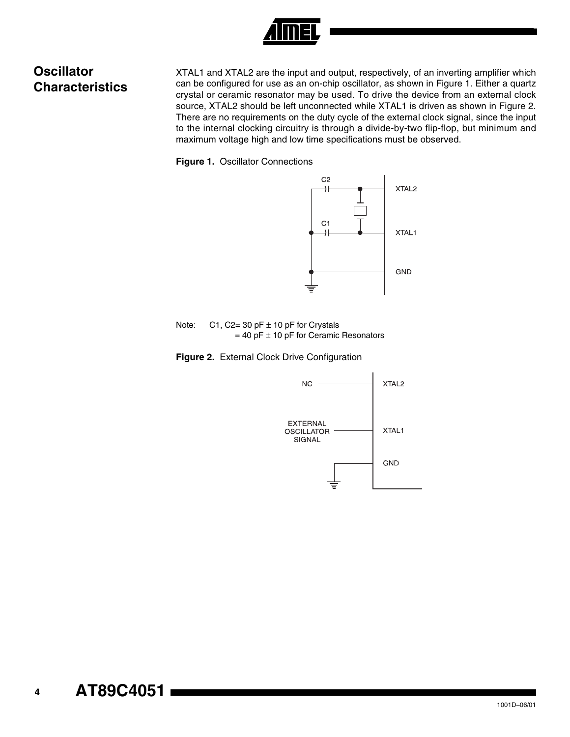## Oscillator Characteristics

XTAL1 and XTAL2 are the input and output, respectively, of an inverting amplifier which can be configured for use as an on-chip oscillator, as shown in Figure 1. Either a quartz crystal or ceramic resonator may be used. To drive the device from an external clock source, XTAL2 should be left unconnected while XTAL1 is driven as shown in Figure 2. There are no requirements on the duty cycle of the external clock signal, since the input to the internal clocking circuitry is through a divide-by-two flip-flop, but minimum and maximum voltage high and low time specifications must be observed.

**Figure 1.** Oscillator Connections

Note: C1, C2= 30 pF ± 10 pF for Crystals
= 40 pF ± 10 pF for Ceramic Resonators

**Figure 2.** External Clock Drive Configuration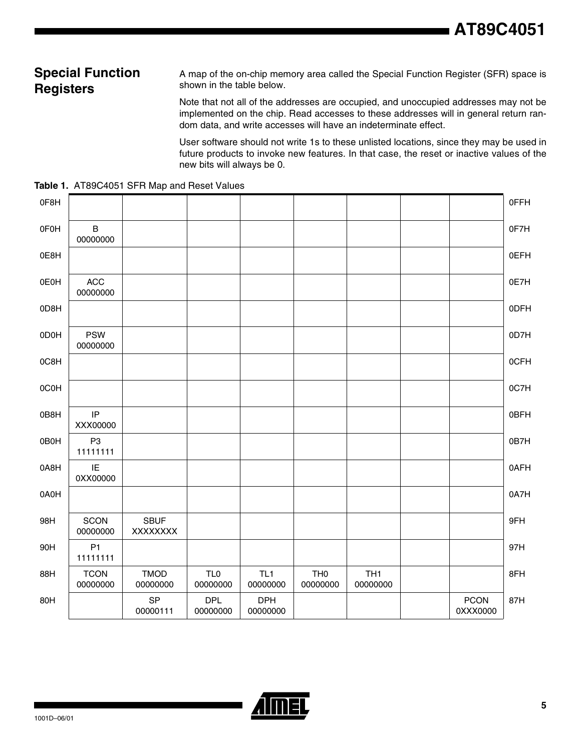## Special Function Registers

A map of the on-chip memory area called the Special Function Register (SFR) space is shown in the table below.

Note that not all of the addresses are occupied, and unoccupied addresses may not be implemented on the chip. Read accesses to these addresses will in general return random data, and write accesses will have an indeterminate effect.

User software should not write 1s to these unlisted locations, since they may be used in future products to invoke new features. In that case, the reset or inactive values of the new bits will always be 0.

**Table 1.** AT89C4051 SFR Map and Reset Values

| | | | | | | | | | |
|---|---|---|---|---|---|---|---|---|---|
| 0F8H | | | | | | | | | 0FFH |
| 0F0H | B 00000000 | | | | | | | | 0F7H |
| 0E8H | | | | | | | | | 0EFH |
| 0E0H | ACC 00000000 | | | | | | | | 0E7H |
| 0D8H | | | | | | | | | 0DFH |
| 0D0H | PSW 00000000 | | | | | | | | 0D7H |
| 0C8H | | | | | | | | | 0CFH |
| 0C0H | | | | | | | | | 0C7H |
| 0B8H | IP XXX00000 | | | | | | | | 0BFH |
| 0B0H | P3 11111111 | | | | | | | | 0B7H |
| 0A8H | IE 0XX00000 | | | | | | | | 0AFH |
| 0A0H | | | | | | | | | 0A7H |
| 98H | SCON 00000000 | SBUF XXXXXXXX | | | | | | | 9FH |
| 90H | P1 11111111 | | | | | | | | 97H |
| 88H | TCON 00000000 | TMOD 00000000 | TL0 00000000 | TL1 00000000 | TH0 00000000 | TH1 00000000 | | | 8FH |
| 80H | | SP 00000111 | DPL 00000000 | DPH 00000000 | | | | PCON 0XXX0000 | 87H |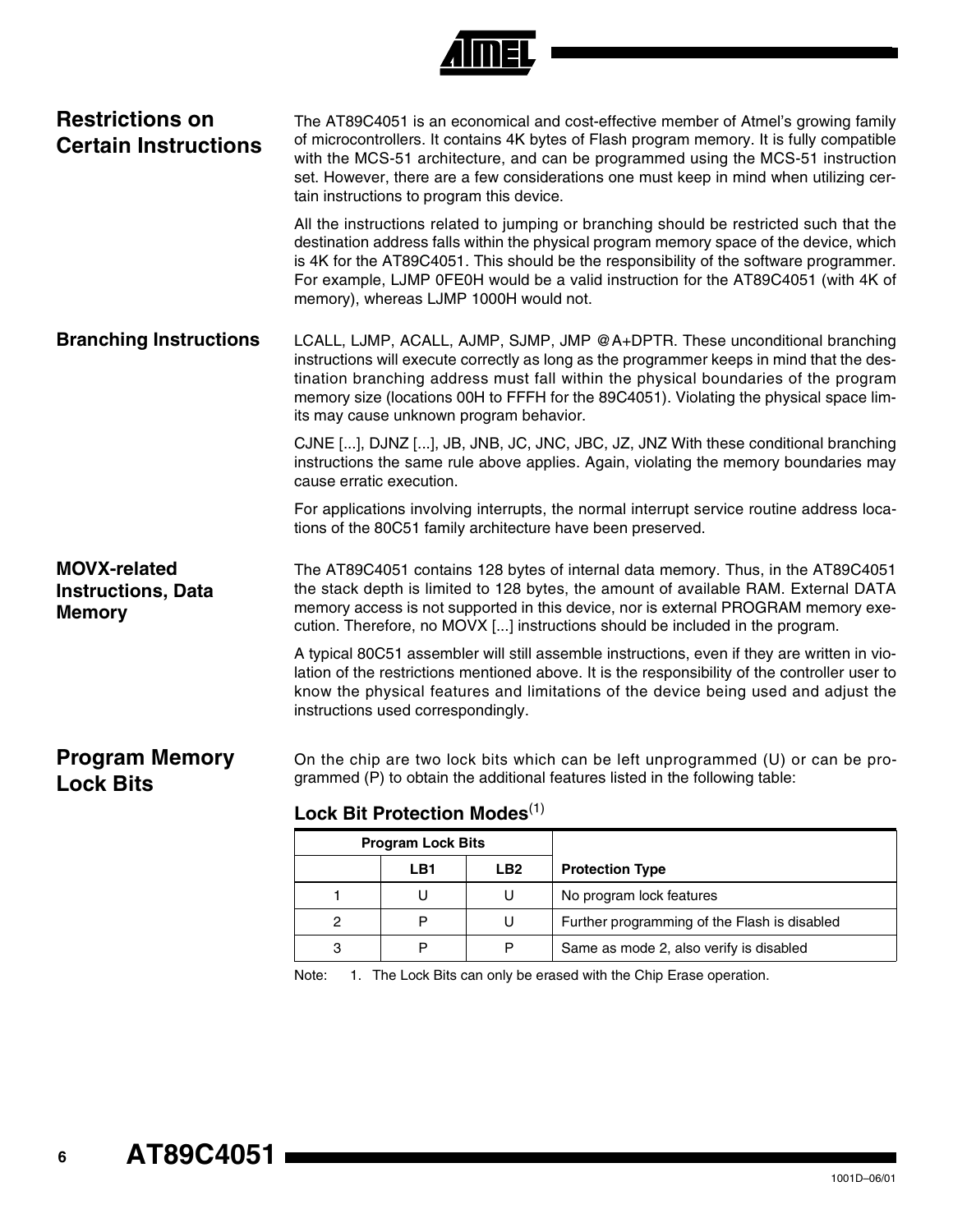## Restrictions on Certain Instructions

The AT89C4051 is an economical and cost-effective member of Atmel's growing family of microcontrollers. It contains 4K bytes of Flash program memory. It is fully compatible with the MCS-51 architecture, and can be programmed using the MCS-51 instruction set. However, there are a few considerations one must keep in mind when utilizing certain instructions to program this device.

All the instructions related to jumping or branching should be restricted such that the destination address falls within the physical program memory space of the device, which is 4K for the AT89C4051. This should be the responsibility of the software programmer. For example, LJMP 0FE0H would be a valid instruction for the AT89C4051 (with 4K of memory), whereas LJMP 1000H would not.

### Branching Instructions

LCALL, LJMP, ACALL, AJMP, SJMP, JMP @A+DPTR. These unconditional branching instructions will execute correctly as long as the programmer keeps in mind that the destination branching address must fall within the physical boundaries of the program memory size (locations 00H to FFFH for the 89C4051). Violating the physical space limits may cause unknown program behavior.

CJNE [...], DJNZ [...], JB, JNB, JC, JNC, JBC, JZ, JNZ With these conditional branching instructions the same rule above applies. Again, violating the memory boundaries may cause erratic execution.

For applications involving interrupts, the normal interrupt service routine address locations of the 80C51 family architecture have been preserved.

### MOVX-related Instructions, Data Memory

The AT89C4051 contains 128 bytes of internal data memory. Thus, in the AT89C4051 the stack depth is limited to 128 bytes, the amount of available RAM. External DATA memory access is not supported in this device, nor is external PROGRAM memory execution. Therefore, no MOVX [...] instructions should be included in the program.

A typical 80C51 assembler will still assemble instructions, even if they are written in violation of the restrictions mentioned above. It is the responsibility of the controller user to know the physical features and limitations of the device being used and adjust the instructions used correspondingly.

## Program Memory Lock Bits

On the chip are two lock bits which can be left unprogrammed (U) or can be programmed (P) to obtain the additional features listed in the following table:

### Lock Bit Protection Modes[1]

| Program Lock Bits | | | |
|---|---|---|---|
| | LB1 | LB2 | Protection Type |
| 1 | U | U | No program lock features |
| 2 | P | U | Further programming of the Flash is disabled |
| 3 | P | P | Same as mode 2, also verify is disabled |

Note: 1. The Lock Bits can only be erased with the Chip Erase operation.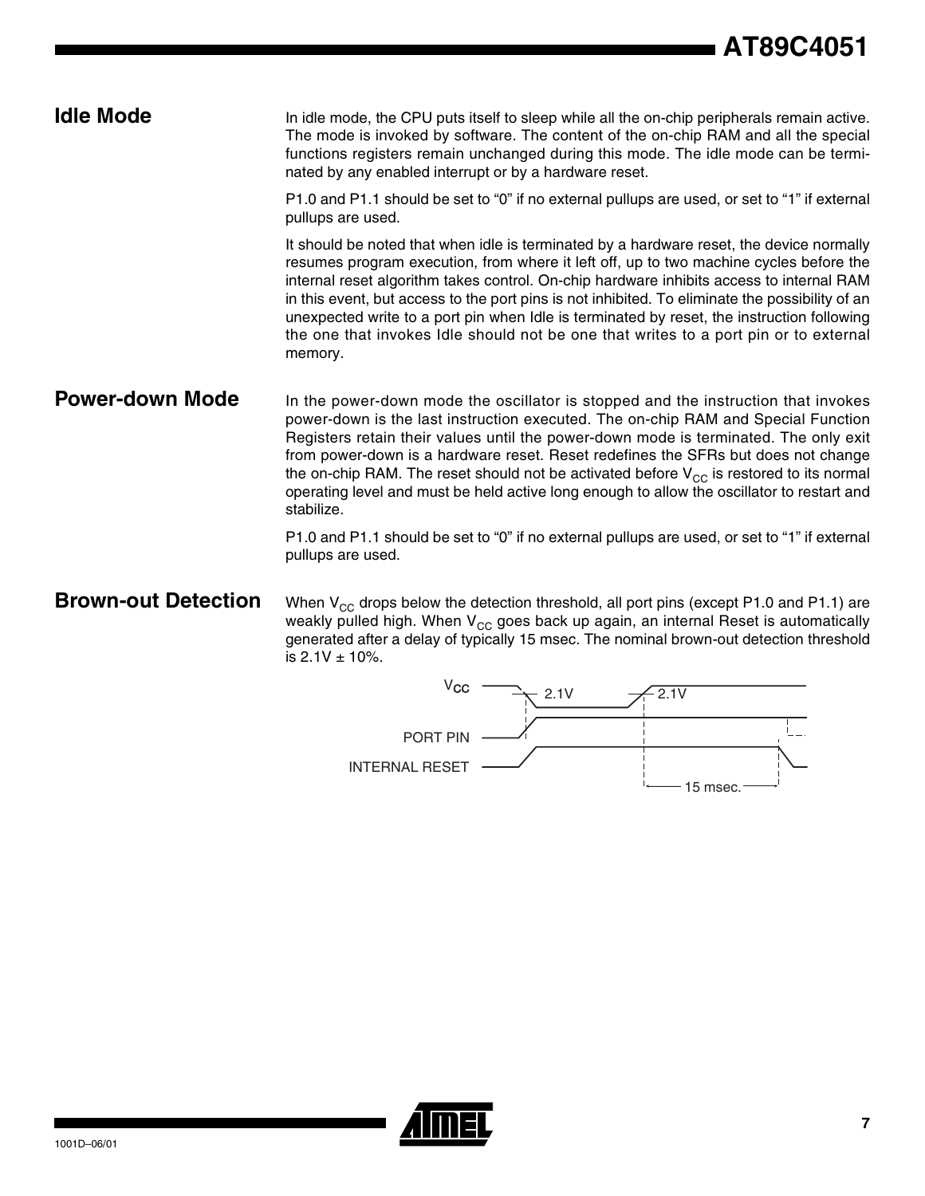## Idle Mode

In idle mode, the CPU puts itself to sleep while all the on-chip peripherals remain active. The mode is invoked by software. The content of the on-chip RAM and all the special functions registers remain unchanged during this mode. The idle mode can be terminated by any enabled interrupt or by a hardware reset.

P1.0 and P1.1 should be set to "0" if no external pullups are used, or set to "1" if external pullups are used.

It should be noted that when idle is terminated by a hardware reset, the device normally resumes program execution, from where it left off, up to two machine cycles before the internal reset algorithm takes control. On-chip hardware inhibits access to internal RAM in this event, but access to the port pins is not inhibited. To eliminate the possibility of an unexpected write to a port pin when Idle is terminated by reset, the instruction following the one that invokes Idle should not be one that writes to a port pin or to external memory.

## Power-down Mode

In the power-down mode the oscillator is stopped and the instruction that invokes power-down is the last instruction executed. The on-chip RAM and Special Function Registers retain their values until the power-down mode is terminated. The only exit from power-down is a hardware reset. Reset redefines the SFRs but does not change the on-chip RAM. The reset should not be activated before $V_{CC}$ is restored to its normal operating level and must be held active long enough to allow the oscillator to restart and stabilize.

P1.0 and P1.1 should be set to "0" if no external pullups are used, or set to "1" if external pullups are used.

## Brown-out Detection

When $V_{CC}$ drops below the detection threshold, all port pins (except P1.0 and P1.1) are weakly pulled high. When $V_{CC}$ goes back up again, an internal Reset is automatically generated after a delay of typically 15 msec. The nominal brown-out detection threshold is 2.1V ± 10%.

$V_{CC}$ 2.1V 2.1V

PORT PIN

INTERNAL RESET

15 msec.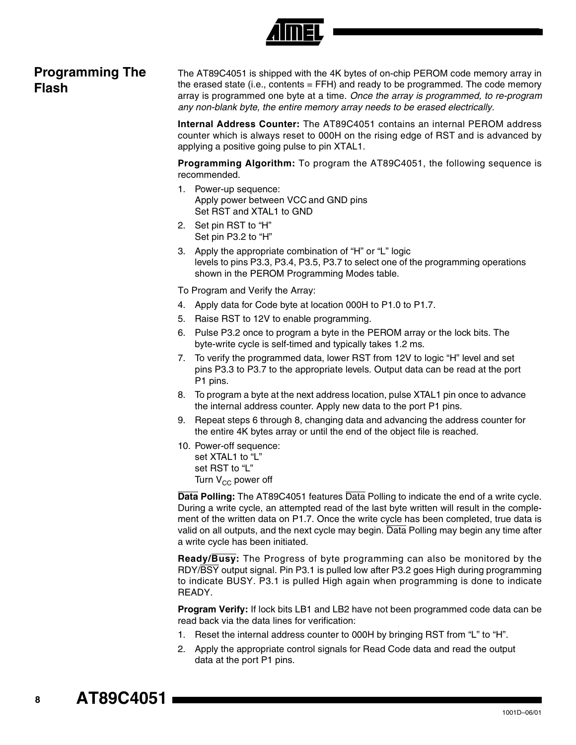## Programming The Flash

The AT89C4051 is shipped with the 4K bytes of on-chip PEROM code memory array in the erased state (i.e., contents = FFH) and ready to be programmed. The code memory array is programmed one byte at a time. *Once the array is programmed, to re-program any non-blank byte, the entire memory array needs to be erased electrically.*

**Internal Address Counter:** The AT89C4051 contains an internal PEROM address counter which is always reset to 000H on the rising edge of RST and is advanced by applying a positive going pulse to pin XTAL1.

**Programming Algorithm:** To program the AT89C4051, the following sequence is recommended.

1. Power-up sequence:
   Apply power between VCC and GND pins
   Set RST and XTAL1 to GND
2. Set pin RST to "H"
   Set pin P3.2 to "H"
3. Apply the appropriate combination of "H" or "L" logic levels to pins P3.3, P3.4, P3.5, P3.7 to select one of the programming operations shown in the PEROM Programming Modes table.

To Program and Verify the Array:

4. Apply data for Code byte at location 000H to P1.0 to P1.7.
5. Raise RST to 12V to enable programming.
6. Pulse P3.2 once to program a byte in the PEROM array or the lock bits. The byte-write cycle is self-timed and typically takes 1.2 ms.
7. To verify the programmed data, lower RST from 12V to logic "H" level and set pins P3.3 to P3.7 to the appropriate levels. Output data can be read at the port P1 pins.
8. To program a byte at the next address location, pulse XTAL1 pin once to advance the internal address counter. Apply new data to the port P1 pins.
9. Repeat steps 6 through 8, changing data and advancing the address counter for the entire 4K bytes array or until the end of the object file is reached.
10. Power-off sequence:
    set XTAL1 to "L"
    set RST to "L"
    Turn $V_{CC}$ power off

**$\overline{\text{Data}}$ Polling:** The AT89C4051 features $\overline{\text{Data}}$ Polling to indicate the end of a write cycle. During a write cycle, an attempted read of the last byte written will result in the complement of the written data on P1.7. Once the write cycle has been completed, true data is valid on all outputs, and the next cycle may begin. $\overline{\text{Data}}$ Polling may begin any time after a write cycle has been initiated.

**Ready/$\overline{\text{Busy}}$:** The Progress of byte programming can also be monitored by the RDY/$\overline{\text{BSY}}$ output signal. Pin P3.1 is pulled low after P3.2 goes High during programming to indicate BUSY. P3.1 is pulled High again when programming is done to indicate READY.

**Program Verify:** If lock bits LB1 and LB2 have not been programmed code data can be read back via the data lines for verification:

1. Reset the internal address counter to 000H by bringing RST from "L" to "H".
2. Apply the appropriate control signals for Read Code data and read the output data at the port P1 pins.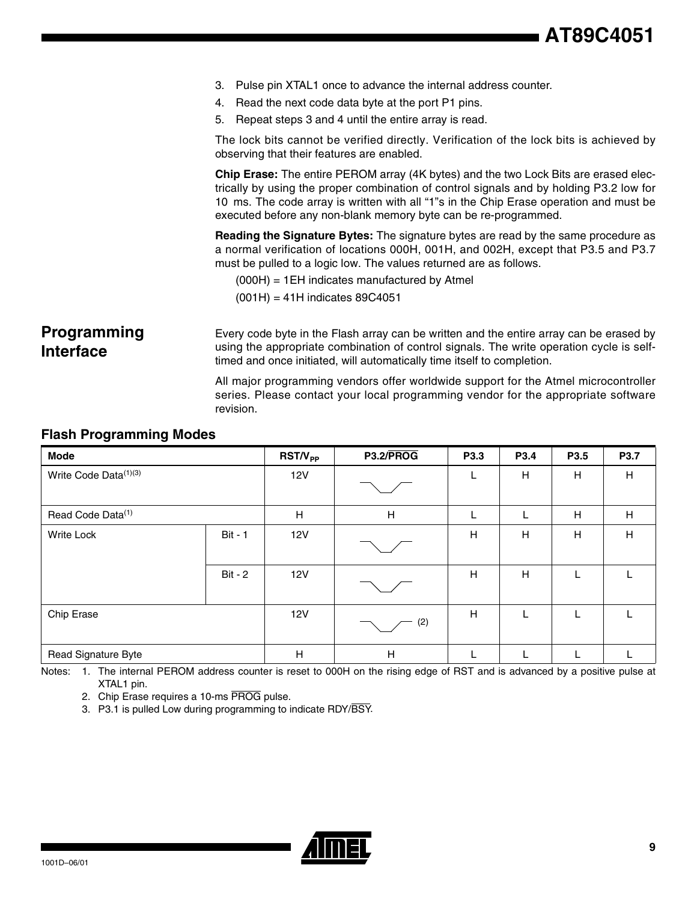3. Pulse pin XTAL1 once to advance the internal address counter.
4. Read the next code data byte at the port P1 pins.
5. Repeat steps 3 and 4 until the entire array is read.

The lock bits cannot be verified directly. Verification of the lock bits is achieved by observing that their features are enabled.

**Chip Erase:** The entire PEROM array (4K bytes) and the two Lock Bits are erased electrically by using the proper combination of control signals and by holding P3.2 low for 10 ms. The code array is written with all "1"s in the Chip Erase operation and must be executed before any non-blank memory byte can be re-programmed.

**Reading the Signature Bytes:** The signature bytes are read by the same procedure as a normal verification of locations 000H, 001H, and 002H, except that P3.5 and P3.7 must be pulled to a logic low. The values returned are as follows.

(000H) = 1EH indicates manufactured by Atmel

(001H) = 41H indicates 89C4051

## Programming Interface

Every code byte in the Flash array can be written and the entire array can be erased by using the appropriate combination of control signals. The write operation cycle is self-timed and once initiated, will automatically time itself to completion.

All major programming vendors offer worldwide support for the Atmel microcontroller series. Please contact your local programming vendor for the appropriate software revision.

### Flash Programming Modes

| Mode | | $RST/V_{PP}$ | P3.2/$\overline{PROG}$ | P3.3 | P3.4 | P3.5 | P3.7 |
|---|---|---|---|---|---|---|---|
| Write Code Data[(1)(3)] | | 12V | ⎺\_/⎺ | L | H | H | H |
| Read Code Data[(1)] | | H | H | L | L | H | H |
| Write Lock | Bit - 1 | 12V | ⎺\_/⎺ | H | H | H | H |
| | Bit - 2 | 12V | ⎺\_/⎺ | H | H | L | L |
| Chip Erase | | 12V | ⎺\_/⎺ (2) | H | L | L | L |
| Read Signature Byte | | H | H | L | L | L | L |

Notes: 1. The internal PEROM address counter is reset to 000H on the rising edge of RST and is advanced by a positive pulse at XTAL1 pin.

2. Chip Erase requires a 10-ms $\overline{PROG}$ pulse.

3. P3.1 is pulled Low during programming to indicate RDY/$\overline{BSY}$.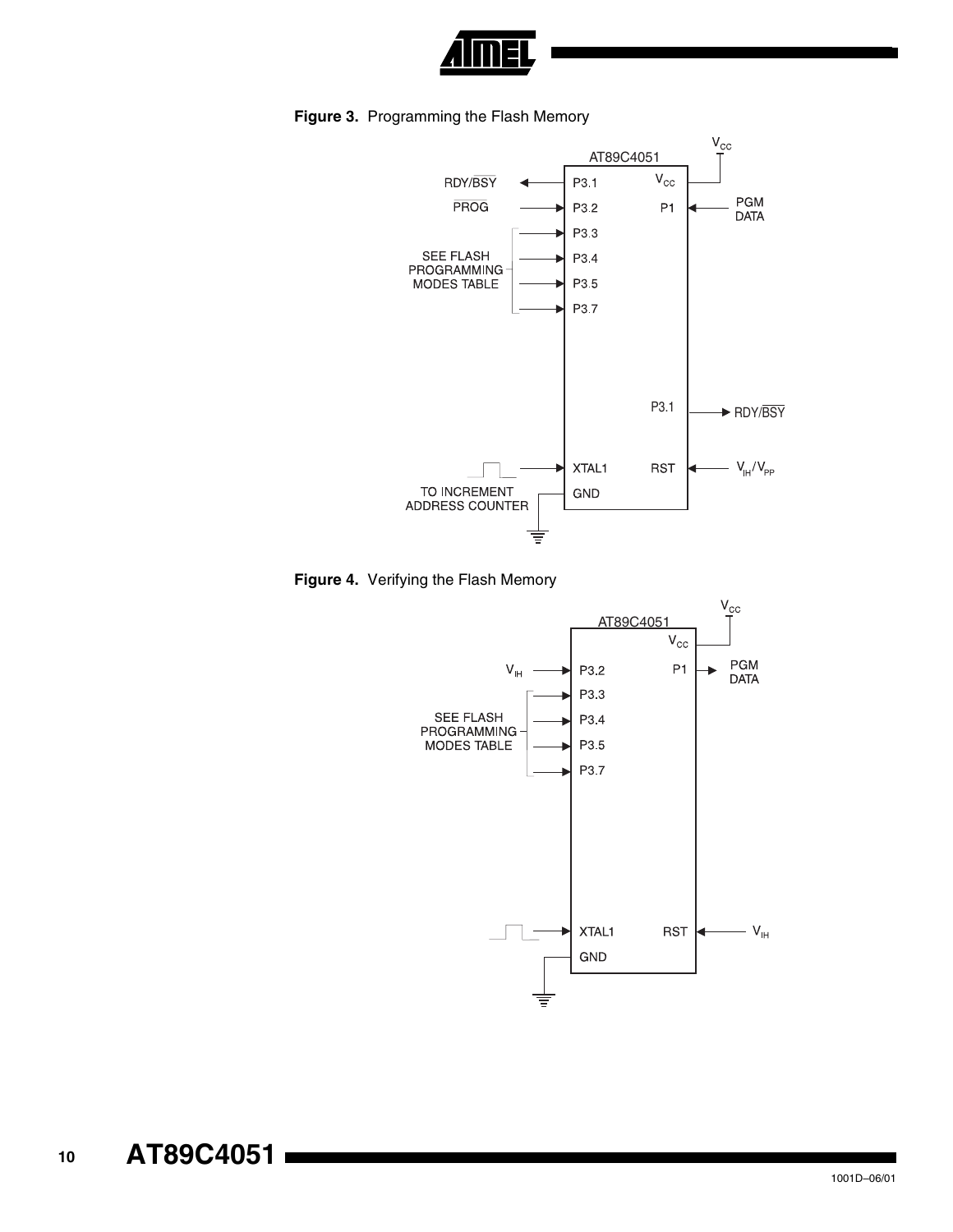**Figure 3.** Programming the Flash Memory

**Figure 4.** Verifying the Flash Memory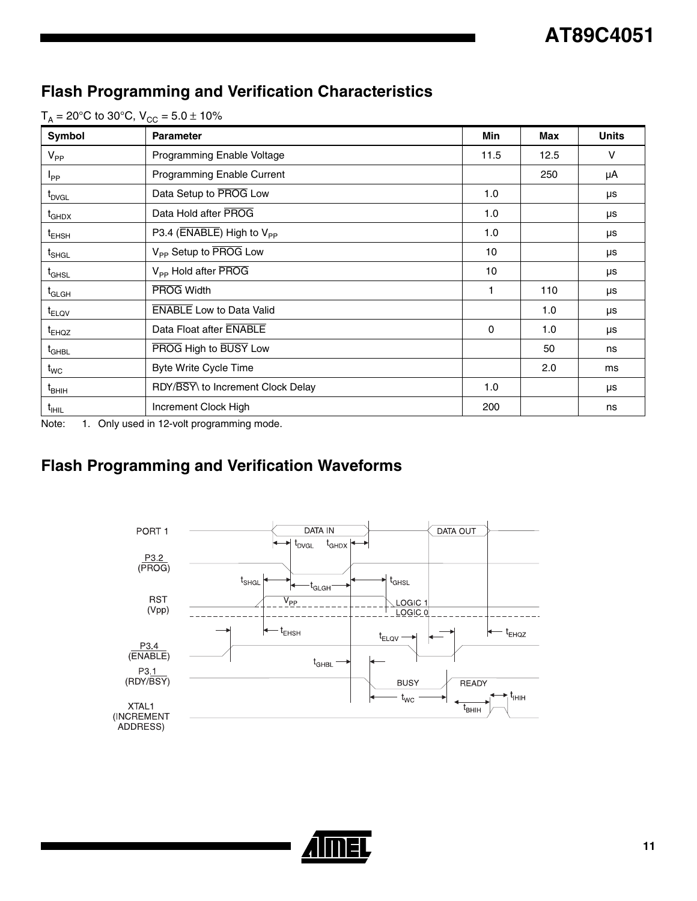## Flash Programming and Verification Characteristics

$T_A$ = 20°C to 30°C, $V_{CC}$ = 5.0 ± 10%

| Symbol | Parameter | Min | Max | Units |
|---|---|---|---|---|
| $V_{PP}$ | Programming Enable Voltage | 11.5 | 12.5 | V |
| $I_{PP}$ | Programming Enable Current | | 250 | μA |
| $t_{DVGL}$ | Data Setup to $\overline{PROG}$ Low | 1.0 | | μs |
| $t_{GHDX}$ | Data Hold after $\overline{PROG}$ | 1.0 | | μs |
| $t_{EHSH}$ | P3.4 ($\overline{ENABLE}$) High to $V_{PP}$ | 1.0 | | μs |
| $t_{SHGL}$ | $V_{PP}$ Setup to $\overline{PROG}$ Low | 10 | | μs |
| $t_{GHSL}$ | $V_{PP}$ Hold after $\overline{PROG}$ | 10 | | μs |
| $t_{GLGH}$ | $\overline{PROG}$ Width | 1 | 110 | μs |
| $t_{ELQV}$ | $\overline{ENABLE}$ Low to Data Valid | | 1.0 | μs |
| $t_{EHQZ}$ | Data Float after $\overline{ENABLE}$ | 0 | 1.0 | μs |
| $t_{GHBL}$ | $\overline{PROG}$ High to $\overline{BUSY}$ Low | | 50 | ns |
| $t_{WC}$ | Byte Write Cycle Time | | 2.0 | ms |
| $t_{BHIH}$ | RDY/$\overline{BSY}$\ to Increment Clock Delay | 1.0 | | μs |
| $t_{IHIL}$ | Increment Clock High | 200 | | ns |

Note: 1. Only used in 12-volt programming mode.

## Flash Programming and Verification Waveforms

PORT 1 — DATA IN — DATA OUT

P3.2 ($\overline{PROG}$)

RST (Vpp) — $V_{PP}$ — LOGIC 1 — LOGIC 0

P3.4 ($\overline{ENABLE}$)

P3.1 (RDY/$\overline{BSY}$) — BUSY — READY

XTAL1 (INCREMENT ADDRESS)

$t_{DVGL}$, $t_{GHDX}$, $t_{SHGL}$, $t_{GLGH}$, $t_{GHSL}$, $t_{EHSH}$, $t_{ELQV}$, $t_{EHQZ}$, $t_{GHBL}$, $t_{WC}$, $t_{BHIH}$, $t_{IHIH}$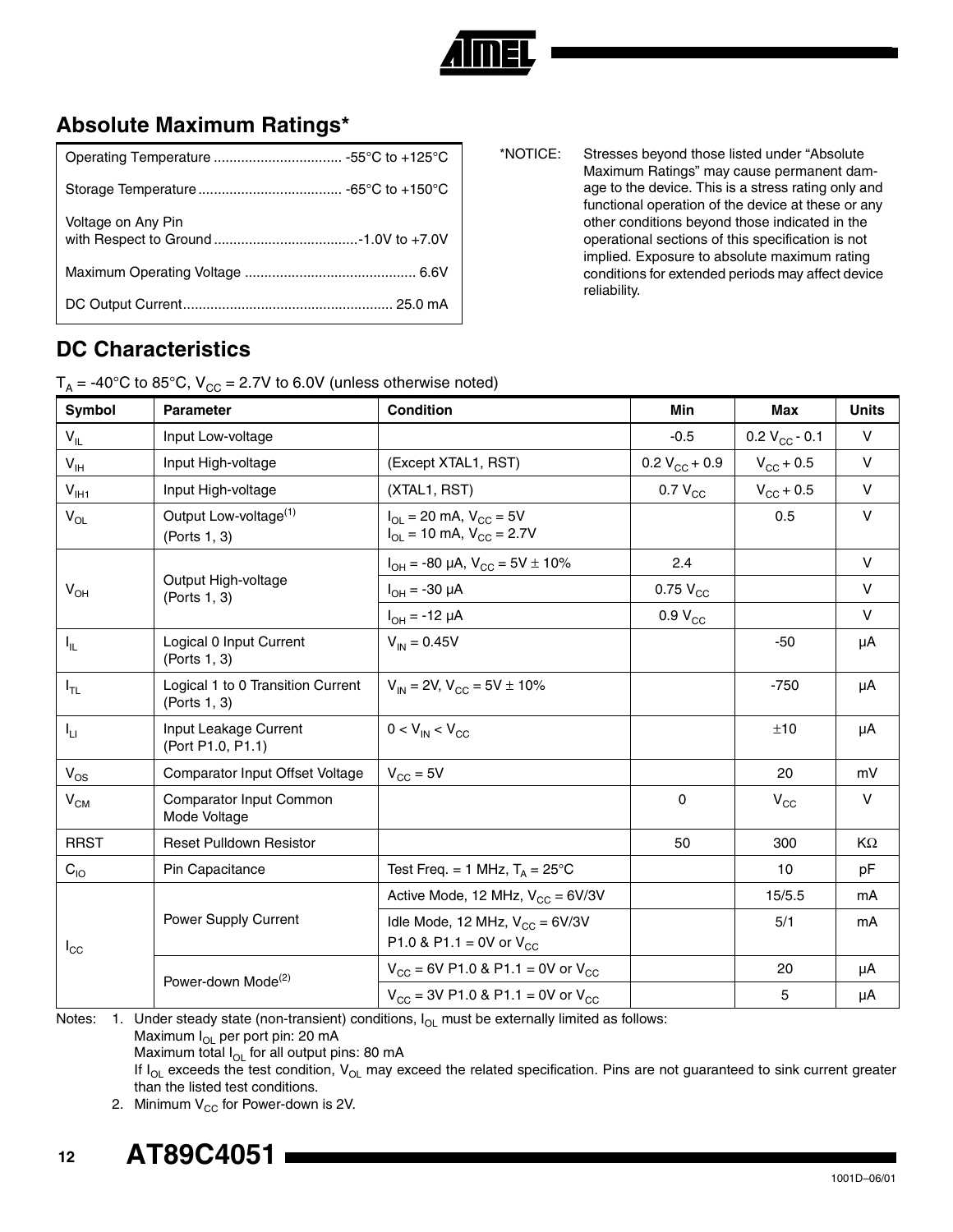## Absolute Maximum Ratings*

| | |
|---|---|
| Operating Temperature | -55°C to +125°C |
| Storage Temperature | -65°C to +150°C |
| Voltage on Any Pin with Respect to Ground | -1.0V to +7.0V |
| Maximum Operating Voltage | 6.6V |
| DC Output Current | 25.0 mA |

*NOTICE: Stresses beyond those listed under "Absolute Maximum Ratings" may cause permanent damage to the device. This is a stress rating only and functional operation of the device at these or any other conditions beyond those indicated in the operational sections of this specification is not implied. Exposure to absolute maximum rating conditions for extended periods may affect device reliability.

## DC Characteristics

$T_A$ = -40°C to 85°C, $V_{CC}$ = 2.7V to 6.0V (unless otherwise noted)

| Symbol | Parameter | Condition | Min | Max | Units |
|---|---|---|---|---|---|
| $V_{IL}$ | Input Low-voltage | | -0.5 | 0.2 $V_{CC}$ - 0.1 | V |
| $V_{IH}$ | Input High-voltage | (Except XTAL1, RST) | 0.2 $V_{CC}$ + 0.9 | $V_{CC}$ + 0.5 | V |
| $V_{IH1}$ | Input High-voltage | (XTAL1, RST) | 0.7 $V_{CC}$ | $V_{CC}$ + 0.5 | V |
| $V_{OL}$ | Output Low-voltage[(1)] (Ports 1, 3) | $I_{OL}$ = 20 mA, $V_{CC}$ = 5V<br>$I_{OL}$ = 10 mA, $V_{CC}$ = 2.7V | | 0.5 | V |
| $V_{OH}$ | Output High-voltage (Ports 1, 3) | $I_{OH}$ = -80 µA, $V_{CC}$ = 5V ± 10% | 2.4 | | V |
| | | $I_{OH}$ = -30 µA | 0.75 $V_{CC}$ | | V |
| | | $I_{OH}$ = -12 µA | 0.9 $V_{CC}$ | | V |
| $I_{IL}$ | Logical 0 Input Current (Ports 1, 3) | $V_{IN}$ = 0.45V | | -50 | µA |
| $I_{TL}$ | Logical 1 to 0 Transition Current (Ports 1, 3) | $V_{IN}$ = 2V, $V_{CC}$ = 5V ± 10% | | -750 | µA |
| $I_{LI}$ | Input Leakage Current (Port P1.0, P1.1) | 0 < $V_{IN}$ < $V_{CC}$ | | ±10 | µA |
| $V_{OS}$ | Comparator Input Offset Voltage | $V_{CC}$ = 5V | | 20 | mV |
| $V_{CM}$ | Comparator Input Common Mode Voltage | | 0 | $V_{CC}$ | V |
| RRST | Reset Pulldown Resistor | | 50 | 300 | KΩ |
| $C_{IO}$ | Pin Capacitance | Test Freq. = 1 MHz, $T_A$ = 25°C | | 10 | pF |
| $I_{CC}$ | Power Supply Current | Active Mode, 12 MHz, $V_{CC}$ = 6V/3V | | 15/5.5 | mA |
| | | Idle Mode, 12 MHz, $V_{CC}$ = 6V/3V<br>P1.0 & P1.1 = 0V or $V_{CC}$ | | 5/1 | mA |
| | Power-down Mode[(2)] | $V_{CC}$ = 6V P1.0 & P1.1 = 0V or $V_{CC}$ | | 20 | µA |
| | | $V_{CC}$ = 3V P1.0 & P1.1 = 0V or $V_{CC}$ | | 5 | µA |

Notes:
1. Under steady state (non-transient) conditions, $I_{OL}$ must be externally limited as follows:
   Maximum $I_{OL}$ per port pin: 20 mA
   Maximum total $I_{OL}$ for all output pins: 80 mA
   If $I_{OL}$ exceeds the test condition, $V_{OL}$ may exceed the related specification. Pins are not guaranteed to sink current greater than the listed test conditions.
2. Minimum $V_{CC}$ for Power-down is 2V.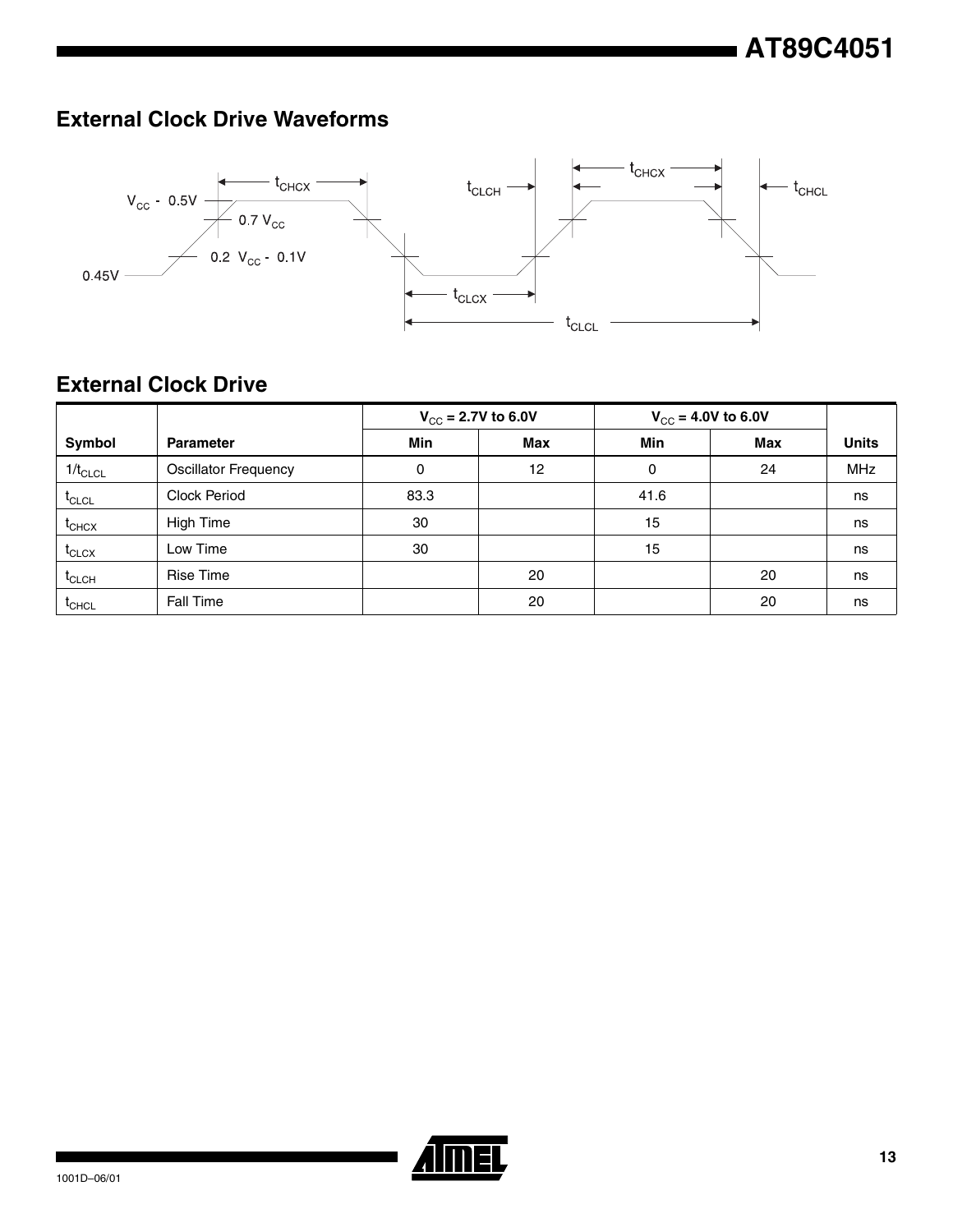## External Clock Drive Waveforms

## External Clock Drive

| Symbol | Parameter | $V_{CC}$ = 2.7V to 6.0V | | $V_{CC}$ = 4.0V to 6.0V | | Units |
|---|---|---|---|---|---|---|
| | | Min | Max | Min | Max | |
| $1/t_{CLCL}$ | Oscillator Frequency | 0 | 12 | 0 | 24 | MHz |
| $t_{CLCL}$ | Clock Period | 83.3 | | 41.6 | | ns |
| $t_{CHCX}$ | High Time | 30 | | 15 | | ns |
| $t_{CLCX}$ | Low Time | 30 | | 15 | | ns |
| $t_{CLCH}$ | Rise Time | | 20 | | 20 | ns |
| $t_{CHCL}$ | Fall Time | | 20 | | 20 | ns |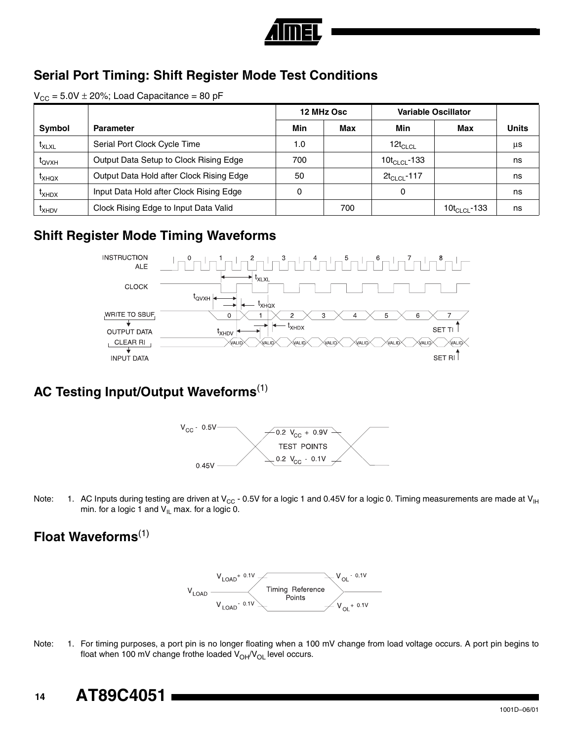## Serial Port Timing: Shift Register Mode Test Conditions

$V_{CC}$ = 5.0V ± 20%; Load Capacitance = 80 pF

| | | 12 MHz Osc | | Variable Oscillator | | |
|---|---|---|---|---|---|---|
| Symbol | Parameter | Min | Max | Min | Max | Units |
| $t_{XLXL}$ | Serial Port Clock Cycle Time | 1.0 | | $12t_{CLCL}$ | | µs |
| $t_{QVXH}$ | Output Data Setup to Clock Rising Edge | 700 | | $10t_{CLCL}$-133 | | ns |
| $t_{XHQX}$ | Output Data Hold after Clock Rising Edge | 50 | | $2t_{CLCL}$-117 | | ns |
| $t_{XHDX}$ | Input Data Hold after Clock Rising Edge | 0 | | 0 | | ns |
| $t_{XHDV}$ | Clock Rising Edge to Input Data Valid | | 700 | | $10t_{CLCL}$-133 | ns |

## Shift Register Mode Timing Waveforms

## AC Testing Input/Output Waveforms(1)

Note: 1. AC Inputs during testing are driven at $V_{CC}$ - 0.5V for a logic 1 and 0.45V for a logic 0. Timing measurements are made at $V_{IH}$ min. for a logic 1 and $V_{IL}$ max. for a logic 0.

## Float Waveforms(1)

Note: 1. For timing purposes, a port pin is no longer floating when a 100 mV change from load voltage occurs. A port pin begins to float when 100 mV change frothe loaded $V_{OH}$/$V_{OL}$ level occurs.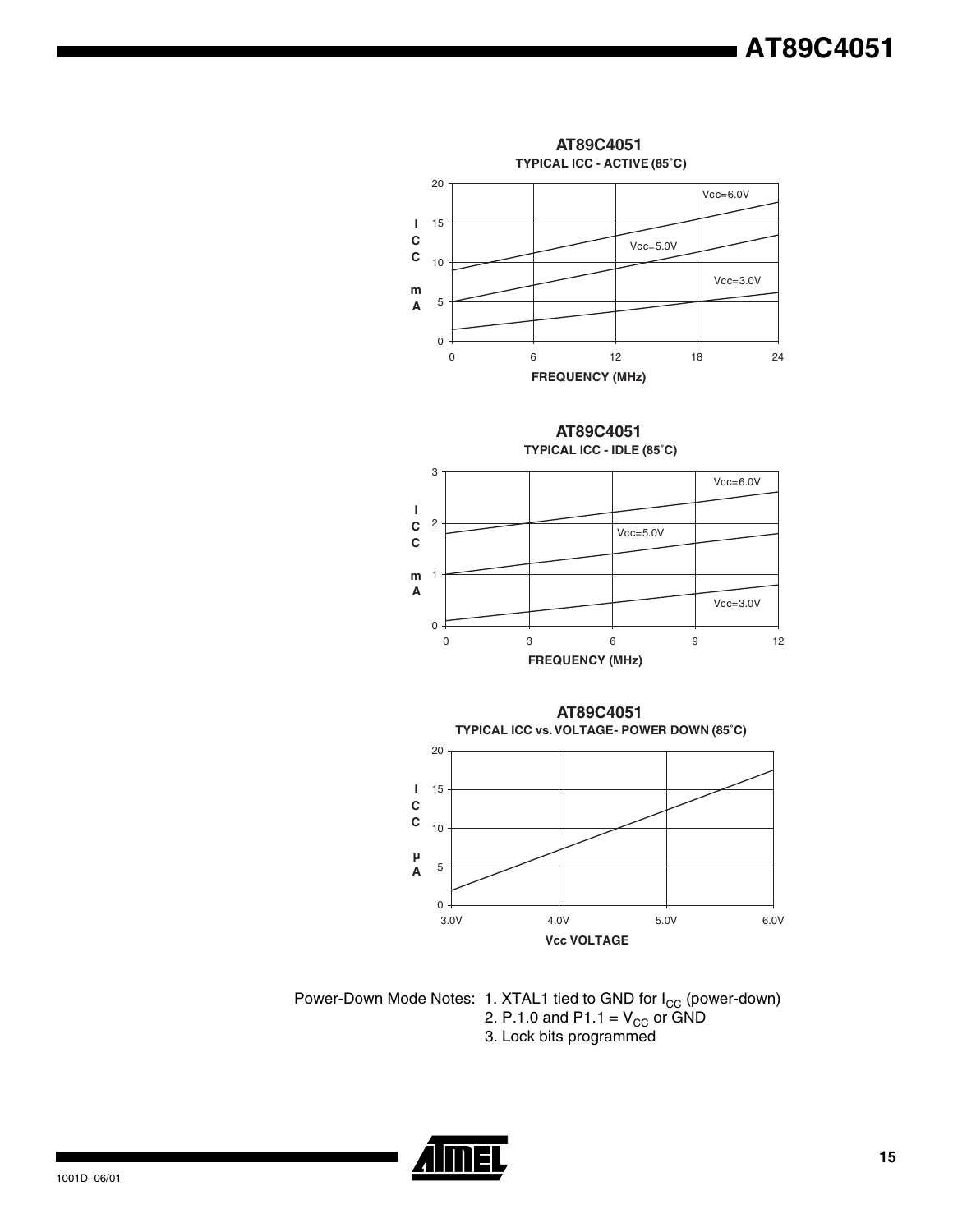**AT89C4051**
**TYPICAL ICC - ACTIVE (85°C)**

**AT89C4051**
**TYPICAL ICC - IDLE (85°C)**

**AT89C4051**
**TYPICAL ICC vs. VOLTAGE- POWER DOWN (85°C)**

Power-Down Mode Notes:
1. XTAL1 tied to GND for $I_{CC}$ (power-down)
2. P.1.0 and P1.1 = $V_{CC}$ or GND
3. Lock bits programmed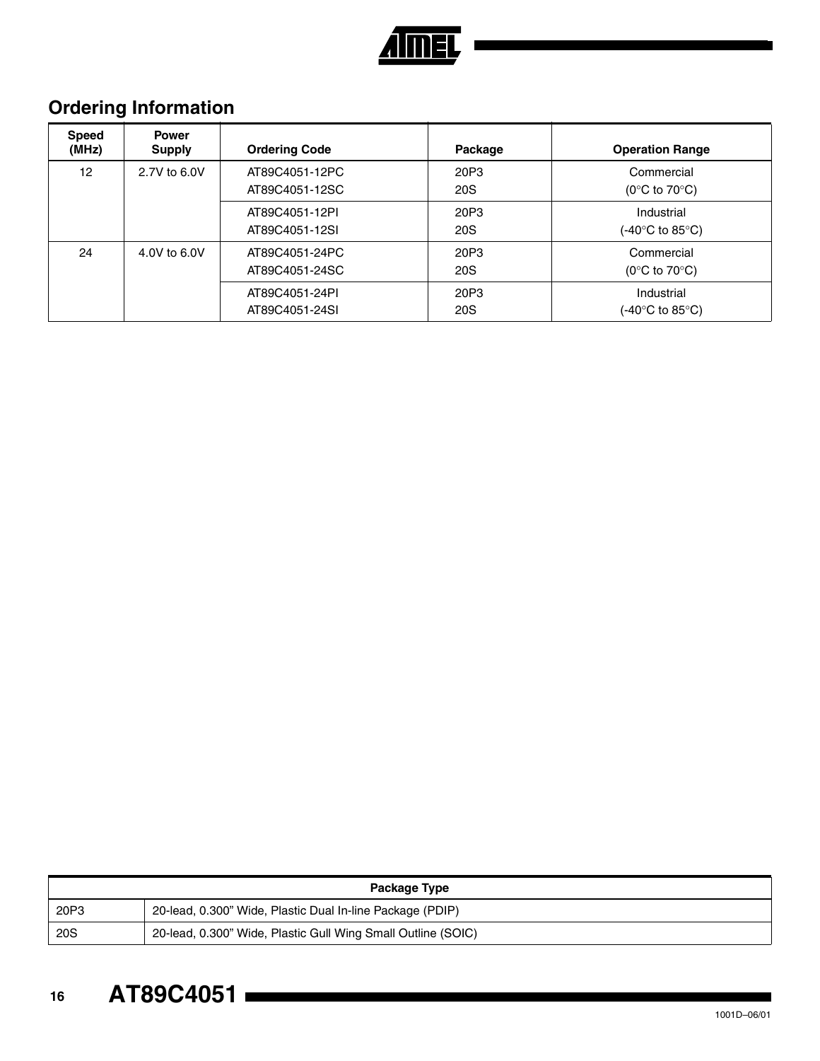## Ordering Information

| Speed (MHz) | Power Supply | Ordering Code | Package | Operation Range |
|---|---|---|---|---|
| 12 | 2.7V to 6.0V | AT89C4051-12PC<br>AT89C4051-12SC | 20P3<br>20S | Commercial<br>(0°C to 70°C) |
| | | AT89C4051-12PI<br>AT89C4051-12SI | 20P3<br>20S | Industrial<br>(-40°C to 85°C) |
| 24 | 4.0V to 6.0V | AT89C4051-24PC<br>AT89C4051-24SC | 20P3<br>20S | Commercial<br>(0°C to 70°C) |
| | | AT89C4051-24PI<br>AT89C4051-24SI | 20P3<br>20S | Industrial<br>(-40°C to 85°C) |

| Package Type | |
|---|---|
| 20P3 | 20-lead, 0.300" Wide, Plastic Dual In-line Package (PDIP) |
| 20S | 20-lead, 0.300" Wide, Plastic Gull Wing Small Outline (SOIC) |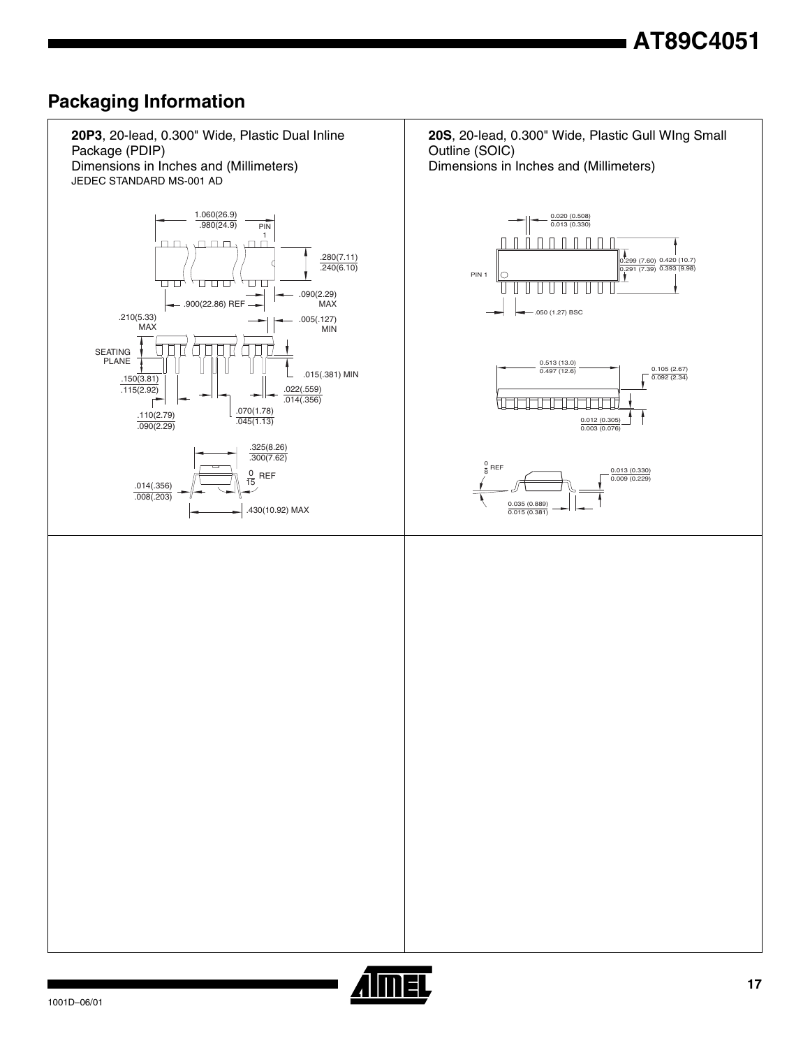## Packaging Information

**20P3**, 20-lead, 0.300" Wide, Plastic Dual Inline Package (PDIP)
Dimensions in Inches and (Millimeters)
JEDEC STANDARD MS-001 AD

1.060(26.9)
.980(24.9)

PIN 1

.280(7.11)
.240(6.10)

.900(22.86) REF

.090(2.29) MAX

.210(5.33) MAX

.005(.127) MIN

SEATING PLANE

.015(.381) MIN

.150(3.81)
.115(2.92)

.022(.559)
.014(.356)

.110(2.79)
.090(2.29)

.070(1.78)
.045(1.13)

.325(8.26)
.300(7.62)

0
15 REF

.014(.356)
.008(.203)

.430(10.92) MAX

**20S**, 20-lead, 0.300" Wide, Plastic Gull WIng Small Outline (SOIC)
Dimensions in Inches and (Millimeters)

0.020 (0.508)
0.013 (0.330)

0.299 (7.60)
0.291 (7.39)

0.420 (10.7)
0.393 (9.98)

PIN 1

.050 (1.27) BSC

0.513 (13.0)
0.497 (12.6)

0.105 (2.67)
0.092 (2.34)

0.012 (0.305)
0.003 (0.076)

0
8 REF

0.013 (0.330)
0.009 (0.229)

0.035 (0.889)
0.015 (0.381)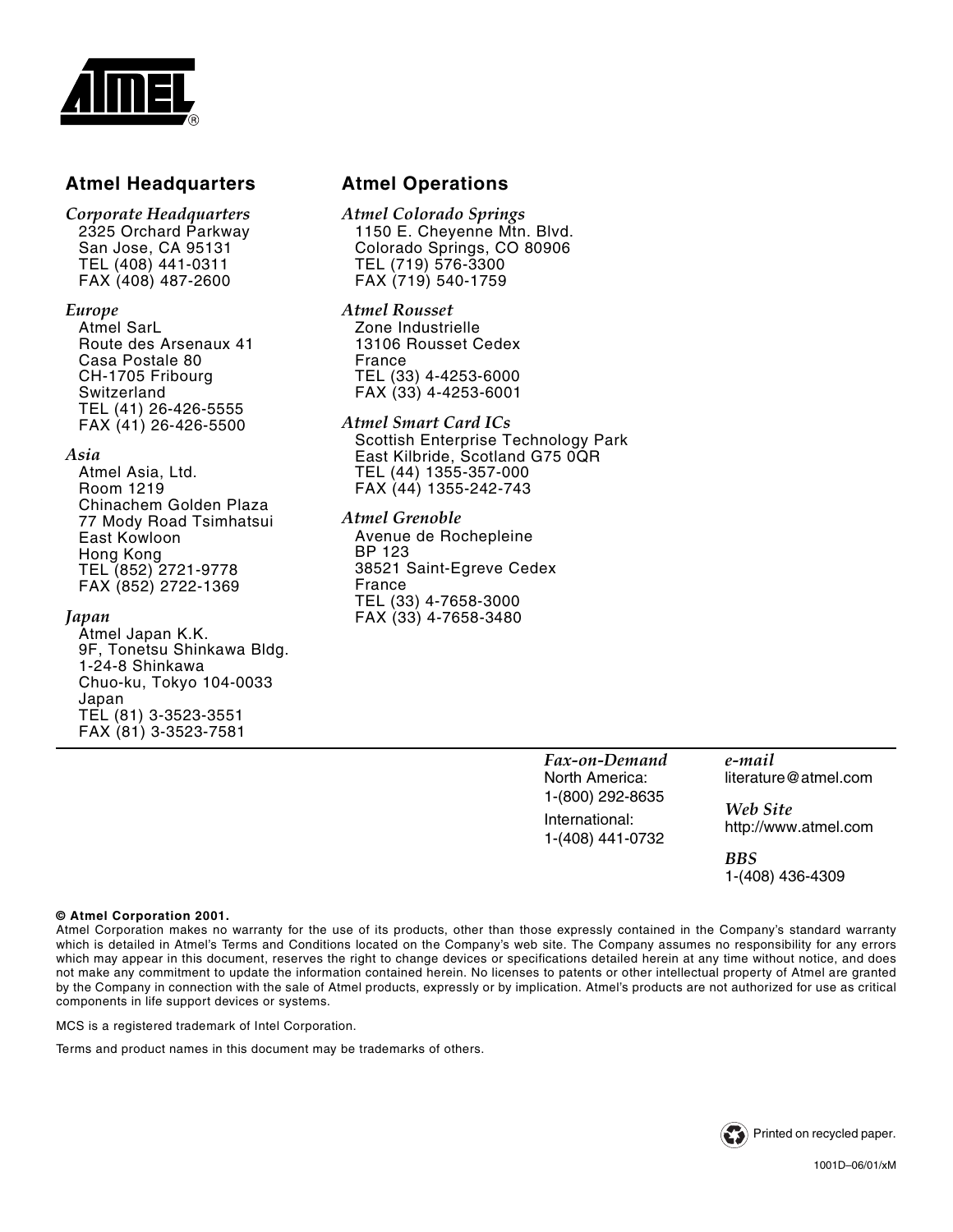## Atmel Headquarters

*Corporate Headquarters*
2325 Orchard Parkway
San Jose, CA 95131
TEL (408) 441-0311
FAX (408) 487-2600

*Europe*
Atmel SarL
Route des Arsenaux 41
Casa Postale 80
CH-1705 Fribourg
Switzerland
TEL (41) 26-426-5555
FAX (41) 26-426-5500

*Asia*
Atmel Asia, Ltd.
Room 1219
Chinachem Golden Plaza
77 Mody Road Tsimhatsui
East Kowloon
Hong Kong
TEL (852) 2721-9778
FAX (852) 2722-1369

*Japan*
Atmel Japan K.K.
9F, Tonetsu Shinkawa Bldg.
1-24-8 Shinkawa
Chuo-ku, Tokyo 104-0033
Japan
TEL (81) 3-3523-3551
FAX (81) 3-3523-7581

## Atmel Operations

*Atmel Colorado Springs*
1150 E. Cheyenne Mtn. Blvd.
Colorado Springs, CO 80906
TEL (719) 576-3300
FAX (719) 540-1759

*Atmel Rousset*
Zone Industrielle
13106 Rousset Cedex
France
TEL (33) 4-4253-6000
FAX (33) 4-4253-6001

*Atmel Smart Card ICs*
Scottish Enterprise Technology Park
East Kilbride, Scotland G75 0QR
TEL (44) 1355-357-000
FAX (44) 1355-242-743

*Atmel Grenoble*
Avenue de Rochepleine
BP 123
38521 Saint-Egreve Cedex
France
TEL (33) 4-7658-3000
FAX (33) 4-7658-3480

---

*Fax-on-Demand*
North America:
1-(800) 292-8635
International:
1-(408) 441-0732

*e-mail*
literature@atmel.com

*Web Site*
http://www.atmel.com

*BBS*
1-(408) 436-4309

**© Atmel Corporation 2001.**
Atmel Corporation makes no warranty for the use of its products, other than those expressly contained in the Company's standard warranty which is detailed in Atmel's Terms and Conditions located on the Company's web site. The Company assumes no responsibility for any errors which may appear in this document, reserves the right to change devices or specifications detailed herein at any time without notice, and does not make any commitment to update the information contained herein. No licenses to patents or other intellectual property of Atmel are granted by the Company in connection with the sale of Atmel products, expressly or by implication. Atmel's products are not authorized for use as critical components in life support devices or systems.

MCS is a registered trademark of Intel Corporation.

Terms and product names in this document may be trademarks of others.

Printed on recycled paper.

1001D–06/01/xM